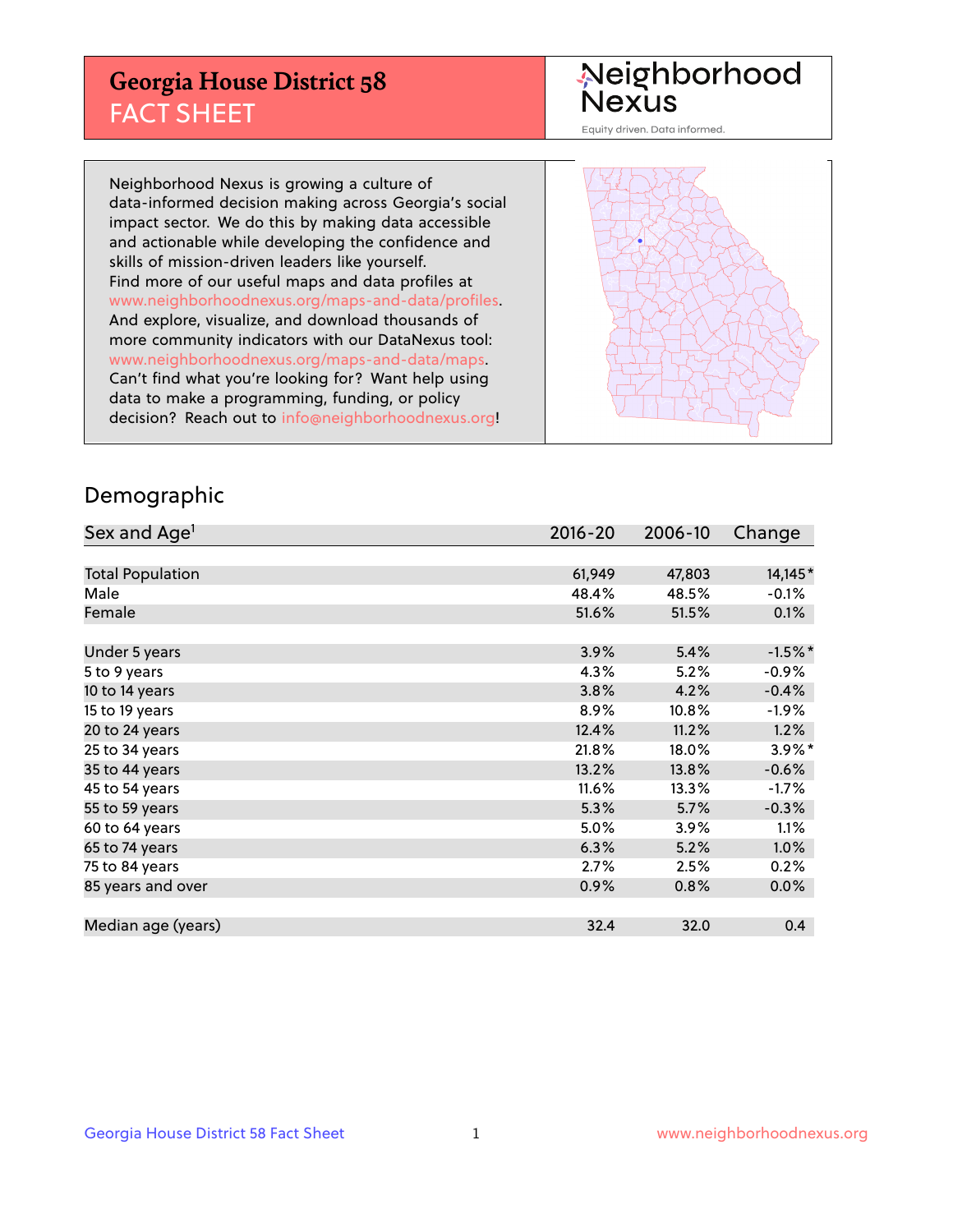# Georgia House District 58
## FACT SHEET

Neighborhood Nexus

Equity driven. Data informed.

Neighborhood Nexus is growing a culture of data-informed decision making across Georgia's social impact sector. We do this by making data accessible and actionable while developing the confidence and skills of mission-driven leaders like yourself. Find more of our useful maps and data profiles at www.neighborhoodnexus.org/maps-and-data/profiles. And explore, visualize, and download thousands of more community indicators with our DataNexus tool: www.neighborhoodnexus.org/maps-and-data/maps. Can't find what you're looking for? Want help using data to make a programming, funding, or policy decision? Reach out to info@neighborhoodnexus.org!

## Demographic

| Sex and Age[1] | 2016-20 | 2006-10 | Change |
|---|---|---|---|
| Total Population | 61,949 | 47,803 | 14,145* |
| Male | 48.4% | 48.5% | -0.1% |
| Female | 51.6% | 51.5% | 0.1% |
| | | | |
| Under 5 years | 3.9% | 5.4% | -1.5%* |
| 5 to 9 years | 4.3% | 5.2% | -0.9% |
| 10 to 14 years | 3.8% | 4.2% | -0.4% |
| 15 to 19 years | 8.9% | 10.8% | -1.9% |
| 20 to 24 years | 12.4% | 11.2% | 1.2% |
| 25 to 34 years | 21.8% | 18.0% | 3.9%* |
| 35 to 44 years | 13.2% | 13.8% | -0.6% |
| 45 to 54 years | 11.6% | 13.3% | -1.7% |
| 55 to 59 years | 5.3% | 5.7% | -0.3% |
| 60 to 64 years | 5.0% | 3.9% | 1.1% |
| 65 to 74 years | 6.3% | 5.2% | 1.0% |
| 75 to 84 years | 2.7% | 2.5% | 0.2% |
| 85 years and over | 0.9% | 0.8% | 0.0% |
| | | | |
| Median age (years) | 32.4 | 32.0 | 0.4 |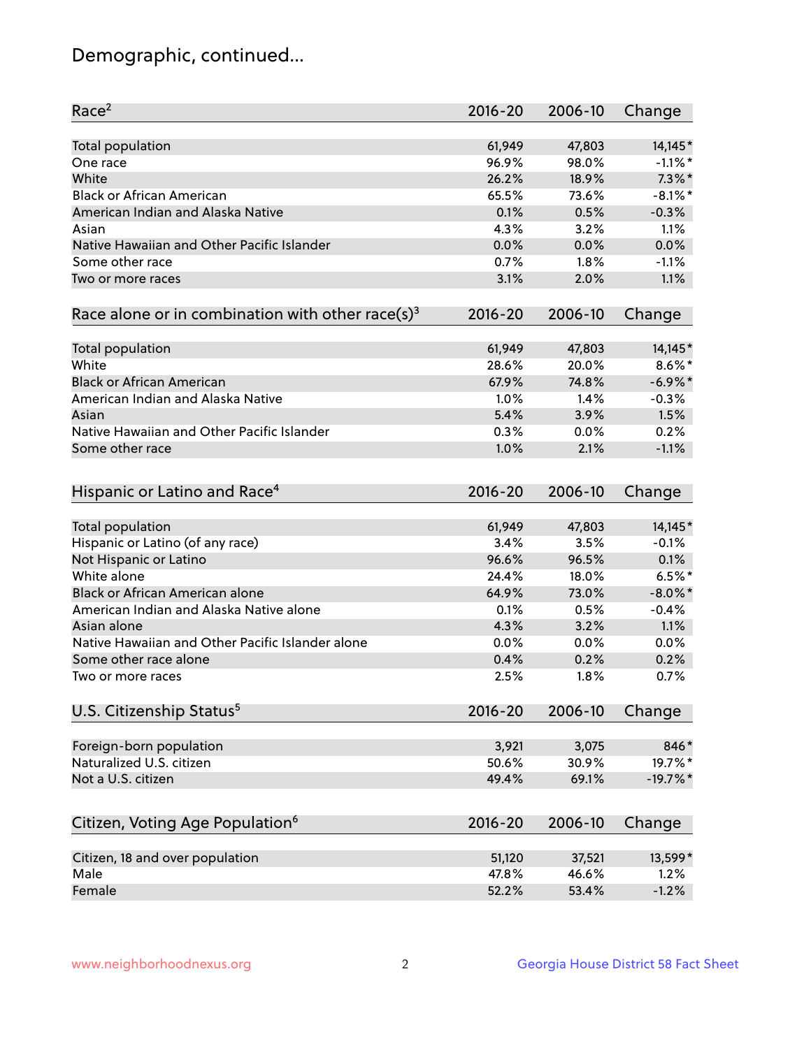# Demographic, continued...

| Race[2] | 2016-20 | 2006-10 | Change |
|---|---|---|---|
| Total population | 61,949 | 47,803 | 14,145* |
| One race | 96.9% | 98.0% | -1.1%* |
| White | 26.2% | 18.9% | 7.3%* |
| Black or African American | 65.5% | 73.6% | -8.1%* |
| American Indian and Alaska Native | 0.1% | 0.5% | -0.3% |
| Asian | 4.3% | 3.2% | 1.1% |
| Native Hawaiian and Other Pacific Islander | 0.0% | 0.0% | 0.0% |
| Some other race | 0.7% | 1.8% | -1.1% |
| Two or more races | 3.1% | 2.0% | 1.1% |

| Race alone or in combination with other race(s)[3] | 2016-20 | 2006-10 | Change |
|---|---|---|---|
| Total population | 61,949 | 47,803 | 14,145* |
| White | 28.6% | 20.0% | 8.6%* |
| Black or African American | 67.9% | 74.8% | -6.9%* |
| American Indian and Alaska Native | 1.0% | 1.4% | -0.3% |
| Asian | 5.4% | 3.9% | 1.5% |
| Native Hawaiian and Other Pacific Islander | 0.3% | 0.0% | 0.2% |
| Some other race | 1.0% | 2.1% | -1.1% |

| Hispanic or Latino and Race[4] | 2016-20 | 2006-10 | Change |
|---|---|---|---|
| Total population | 61,949 | 47,803 | 14,145* |
| Hispanic or Latino (of any race) | 3.4% | 3.5% | -0.1% |
| Not Hispanic or Latino | 96.6% | 96.5% | 0.1% |
| White alone | 24.4% | 18.0% | 6.5%* |
| Black or African American alone | 64.9% | 73.0% | -8.0%* |
| American Indian and Alaska Native alone | 0.1% | 0.5% | -0.4% |
| Asian alone | 4.3% | 3.2% | 1.1% |
| Native Hawaiian and Other Pacific Islander alone | 0.0% | 0.0% | 0.0% |
| Some other race alone | 0.4% | 0.2% | 0.2% |
| Two or more races | 2.5% | 1.8% | 0.7% |

| U.S. Citizenship Status[5] | 2016-20 | 2006-10 | Change |
|---|---|---|---|
| Foreign-born population | 3,921 | 3,075 | 846* |
| Naturalized U.S. citizen | 50.6% | 30.9% | 19.7%* |
| Not a U.S. citizen | 49.4% | 69.1% | -19.7%* |

| Citizen, Voting Age Population[6] | 2016-20 | 2006-10 | Change |
|---|---|---|---|
| Citizen, 18 and over population | 51,120 | 37,521 | 13,599* |
| Male | 47.8% | 46.6% | 1.2% |
| Female | 52.2% | 53.4% | -1.2% |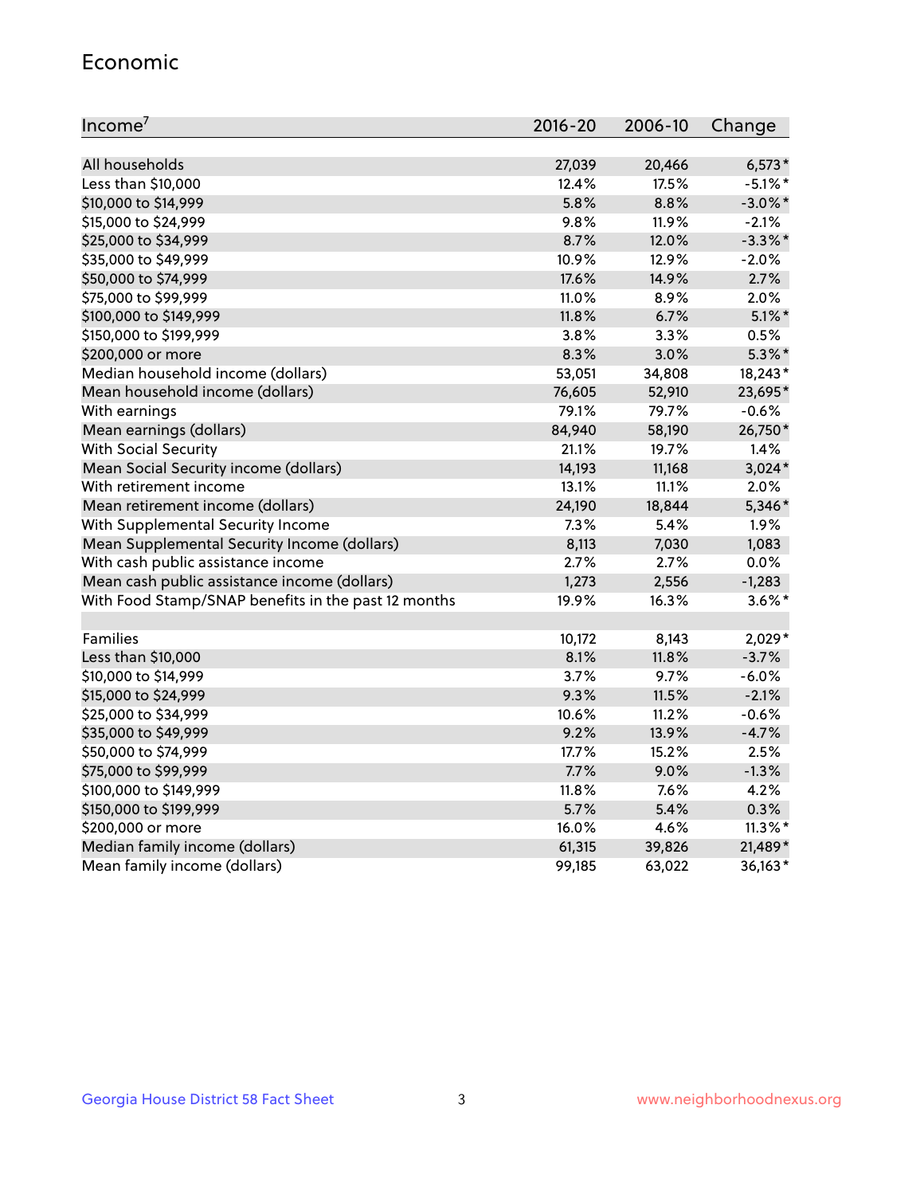## Economic

| Income[7] | 2016-20 | 2006-10 | Change |
|---|---|---|---|
| All households | 27,039 | 20,466 | 6,573* |
| Less than $10,000 | 12.4% | 17.5% | -5.1%* |
| $10,000 to $14,999 | 5.8% | 8.8% | -3.0%* |
| $15,000 to $24,999 | 9.8% | 11.9% | -2.1% |
| $25,000 to $34,999 | 8.7% | 12.0% | -3.3%* |
| $35,000 to $49,999 | 10.9% | 12.9% | -2.0% |
| $50,000 to $74,999 | 17.6% | 14.9% | 2.7% |
| $75,000 to $99,999 | 11.0% | 8.9% | 2.0% |
| $100,000 to $149,999 | 11.8% | 6.7% | 5.1%* |
| $150,000 to $199,999 | 3.8% | 3.3% | 0.5% |
| $200,000 or more | 8.3% | 3.0% | 5.3%* |
| Median household income (dollars) | 53,051 | 34,808 | 18,243* |
| Mean household income (dollars) | 76,605 | 52,910 | 23,695* |
| With earnings | 79.1% | 79.7% | -0.6% |
| Mean earnings (dollars) | 84,940 | 58,190 | 26,750* |
| With Social Security | 21.1% | 19.7% | 1.4% |
| Mean Social Security income (dollars) | 14,193 | 11,168 | 3,024* |
| With retirement income | 13.1% | 11.1% | 2.0% |
| Mean retirement income (dollars) | 24,190 | 18,844 | 5,346* |
| With Supplemental Security Income | 7.3% | 5.4% | 1.9% |
| Mean Supplemental Security Income (dollars) | 8,113 | 7,030 | 1,083 |
| With cash public assistance income | 2.7% | 2.7% | 0.0% |
| Mean cash public assistance income (dollars) | 1,273 | 2,556 | -1,283 |
| With Food Stamp/SNAP benefits in the past 12 months | 19.9% | 16.3% | 3.6%* |
| | | | |
| Families | 10,172 | 8,143 | 2,029* |
| Less than $10,000 | 8.1% | 11.8% | -3.7% |
| $10,000 to $14,999 | 3.7% | 9.7% | -6.0% |
| $15,000 to $24,999 | 9.3% | 11.5% | -2.1% |
| $25,000 to $34,999 | 10.6% | 11.2% | -0.6% |
| $35,000 to $49,999 | 9.2% | 13.9% | -4.7% |
| $50,000 to $74,999 | 17.7% | 15.2% | 2.5% |
| $75,000 to $99,999 | 7.7% | 9.0% | -1.3% |
| $100,000 to $149,999 | 11.8% | 7.6% | 4.2% |
| $150,000 to $199,999 | 5.7% | 5.4% | 0.3% |
| $200,000 or more | 16.0% | 4.6% | 11.3%* |
| Median family income (dollars) | 61,315 | 39,826 | 21,489* |
| Mean family income (dollars) | 99,185 | 63,022 | 36,163* |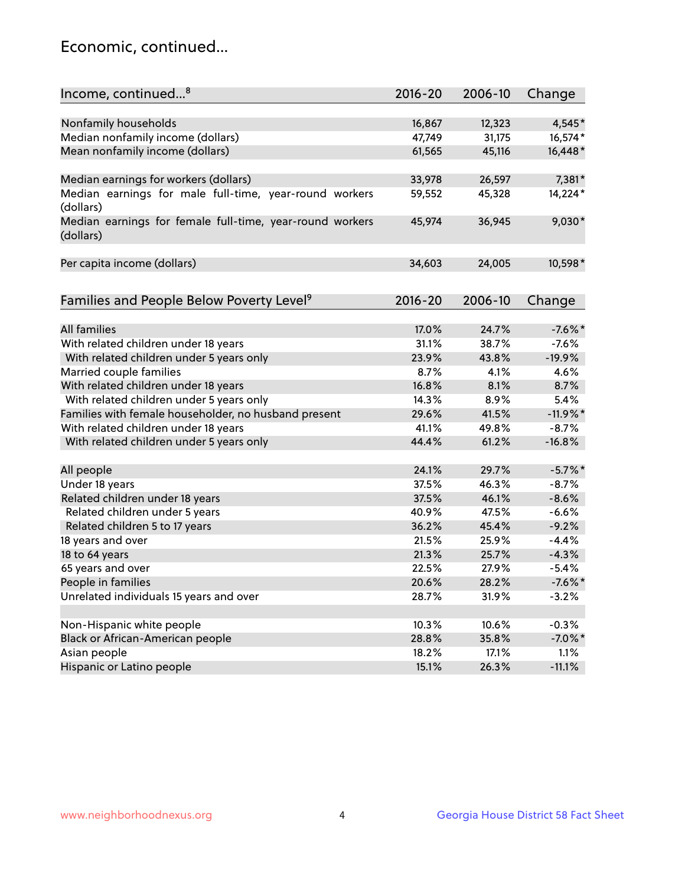# Economic, continued...

| Income, continued...[8] | 2016-20 | 2006-10 | Change |
|---|---|---|---|
| Nonfamily households | 16,867 | 12,323 | 4,545* |
| Median nonfamily income (dollars) | 47,749 | 31,175 | 16,574* |
| Mean nonfamily income (dollars) | 61,565 | 45,116 | 16,448* |
| Median earnings for workers (dollars) | 33,978 | 26,597 | 7,381* |
| Median earnings for male full-time, year-round workers (dollars) | 59,552 | 45,328 | 14,224* |
| Median earnings for female full-time, year-round workers (dollars) | 45,974 | 36,945 | 9,030* |
| Per capita income (dollars) | 34,603 | 24,005 | 10,598* |

| Families and People Below Poverty Level[9] | 2016-20 | 2006-10 | Change |
|---|---|---|---|
| All families | 17.0% | 24.7% | -7.6%* |
| With related children under 18 years | 31.1% | 38.7% | -7.6% |
| With related children under 5 years only | 23.9% | 43.8% | -19.9% |
| Married couple families | 8.7% | 4.1% | 4.6% |
| With related children under 18 years | 16.8% | 8.1% | 8.7% |
| With related children under 5 years only | 14.3% | 8.9% | 5.4% |
| Families with female householder, no husband present | 29.6% | 41.5% | -11.9%* |
| With related children under 18 years | 41.1% | 49.8% | -8.7% |
| With related children under 5 years only | 44.4% | 61.2% | -16.8% |
| All people | 24.1% | 29.7% | -5.7%* |
| Under 18 years | 37.5% | 46.3% | -8.7% |
| Related children under 18 years | 37.5% | 46.1% | -8.6% |
| Related children under 5 years | 40.9% | 47.5% | -6.6% |
| Related children 5 to 17 years | 36.2% | 45.4% | -9.2% |
| 18 years and over | 21.5% | 25.9% | -4.4% |
| 18 to 64 years | 21.3% | 25.7% | -4.3% |
| 65 years and over | 22.5% | 27.9% | -5.4% |
| People in families | 20.6% | 28.2% | -7.6%* |
| Unrelated individuals 15 years and over | 28.7% | 31.9% | -3.2% |
| Non-Hispanic white people | 10.3% | 10.6% | -0.3% |
| Black or African-American people | 28.8% | 35.8% | -7.0%* |
| Asian people | 18.2% | 17.1% | 1.1% |
| Hispanic or Latino people | 15.1% | 26.3% | -11.1% |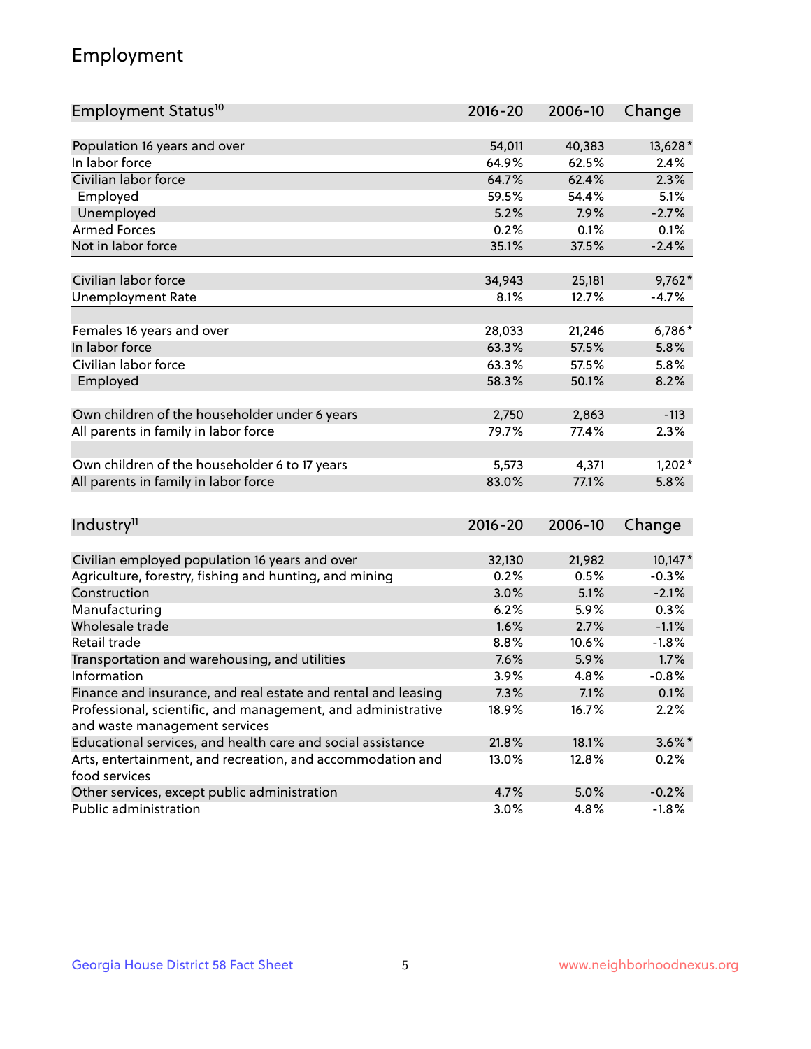## Employment

| Employment Status[10] | 2016-20 | 2006-10 | Change |
|---|---|---|---|
| Population 16 years and over | 54,011 | 40,383 | 13,628* |
| In labor force | 64.9% | 62.5% | 2.4% |
| Civilian labor force | 64.7% | 62.4% | 2.3% |
| Employed | 59.5% | 54.4% | 5.1% |
| Unemployed | 5.2% | 7.9% | -2.7% |
| Armed Forces | 0.2% | 0.1% | 0.1% |
| Not in labor force | 35.1% | 37.5% | -2.4% |
| | | | |
| Civilian labor force | 34,943 | 25,181 | 9,762* |
| Unemployment Rate | 8.1% | 12.7% | -4.7% |
| | | | |
| Females 16 years and over | 28,033 | 21,246 | 6,786* |
| In labor force | 63.3% | 57.5% | 5.8% |
| Civilian labor force | 63.3% | 57.5% | 5.8% |
| Employed | 58.3% | 50.1% | 8.2% |
| | | | |
| Own children of the householder under 6 years | 2,750 | 2,863 | -113 |
| All parents in family in labor force | 79.7% | 77.4% | 2.3% |
| | | | |
| Own children of the householder 6 to 17 years | 5,573 | 4,371 | 1,202* |
| All parents in family in labor force | 83.0% | 77.1% | 5.8% |

| Industry[11] | 2016-20 | 2006-10 | Change |
|---|---|---|---|
| Civilian employed population 16 years and over | 32,130 | 21,982 | 10,147* |
| Agriculture, forestry, fishing and hunting, and mining | 0.2% | 0.5% | -0.3% |
| Construction | 3.0% | 5.1% | -2.1% |
| Manufacturing | 6.2% | 5.9% | 0.3% |
| Wholesale trade | 1.6% | 2.7% | -1.1% |
| Retail trade | 8.8% | 10.6% | -1.8% |
| Transportation and warehousing, and utilities | 7.6% | 5.9% | 1.7% |
| Information | 3.9% | 4.8% | -0.8% |
| Finance and insurance, and real estate and rental and leasing | 7.3% | 7.1% | 0.1% |
| Professional, scientific, and management, and administrative and waste management services | 18.9% | 16.7% | 2.2% |
| Educational services, and health care and social assistance | 21.8% | 18.1% | 3.6%* |
| Arts, entertainment, and recreation, and accommodation and food services | 13.0% | 12.8% | 0.2% |
| Other services, except public administration | 4.7% | 5.0% | -0.2% |
| Public administration | 3.0% | 4.8% | -1.8% |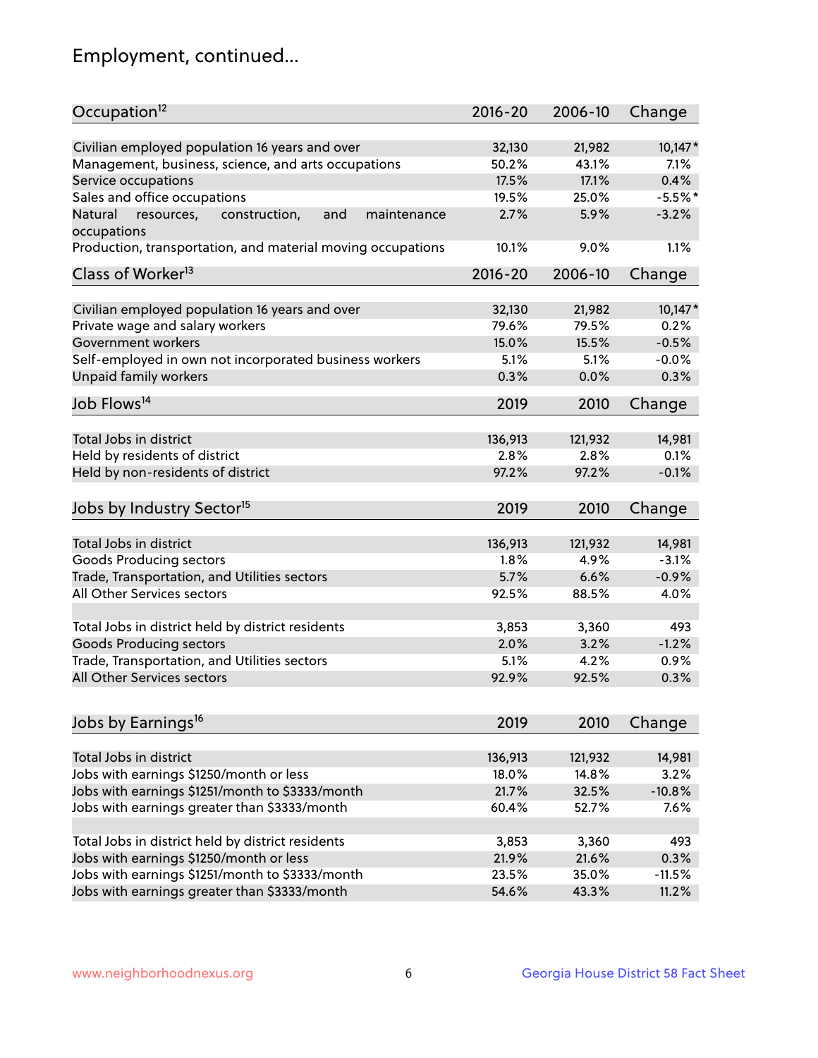## Employment, continued...

| Occupation[12] | 2016-20 | 2006-10 | Change |
|---|---|---|---|
| Civilian employed population 16 years and over | 32,130 | 21,982 | 10,147* |
| Management, business, science, and arts occupations | 50.2% | 43.1% | 7.1% |
| Service occupations | 17.5% | 17.1% | 0.4% |
| Sales and office occupations | 19.5% | 25.0% | -5.5%* |
| Natural resources, construction, and maintenance occupations | 2.7% | 5.9% | -3.2% |
| Production, transportation, and material moving occupations | 10.1% | 9.0% | 1.1% |

| Class of Worker[13] | 2016-20 | 2006-10 | Change |
|---|---|---|---|
| Civilian employed population 16 years and over | 32,130 | 21,982 | 10,147* |
| Private wage and salary workers | 79.6% | 79.5% | 0.2% |
| Government workers | 15.0% | 15.5% | -0.5% |
| Self-employed in own not incorporated business workers | 5.1% | 5.1% | -0.0% |
| Unpaid family workers | 0.3% | 0.0% | 0.3% |

| Job Flows[14] | 2019 | 2010 | Change |
|---|---|---|---|
| Total Jobs in district | 136,913 | 121,932 | 14,981 |
| Held by residents of district | 2.8% | 2.8% | 0.1% |
| Held by non-residents of district | 97.2% | 97.2% | -0.1% |

| Jobs by Industry Sector[15] | 2019 | 2010 | Change |
|---|---|---|---|
| Total Jobs in district | 136,913 | 121,932 | 14,981 |
| Goods Producing sectors | 1.8% | 4.9% | -3.1% |
| Trade, Transportation, and Utilities sectors | 5.7% | 6.6% | -0.9% |
| All Other Services sectors | 92.5% | 88.5% | 4.0% |
| | | | |
| Total Jobs in district held by district residents | 3,853 | 3,360 | 493 |
| Goods Producing sectors | 2.0% | 3.2% | -1.2% |
| Trade, Transportation, and Utilities sectors | 5.1% | 4.2% | 0.9% |
| All Other Services sectors | 92.9% | 92.5% | 0.3% |

| Jobs by Earnings[16] | 2019 | 2010 | Change |
|---|---|---|---|
| Total Jobs in district | 136,913 | 121,932 | 14,981 |
| Jobs with earnings $1250/month or less | 18.0% | 14.8% | 3.2% |
| Jobs with earnings $1251/month to $3333/month | 21.7% | 32.5% | -10.8% |
| Jobs with earnings greater than $3333/month | 60.4% | 52.7% | 7.6% |
| | | | |
| Total Jobs in district held by district residents | 3,853 | 3,360 | 493 |
| Jobs with earnings $1250/month or less | 21.9% | 21.6% | 0.3% |
| Jobs with earnings $1251/month to $3333/month | 23.5% | 35.0% | -11.5% |
| Jobs with earnings greater than $3333/month | 54.6% | 43.3% | 11.2% |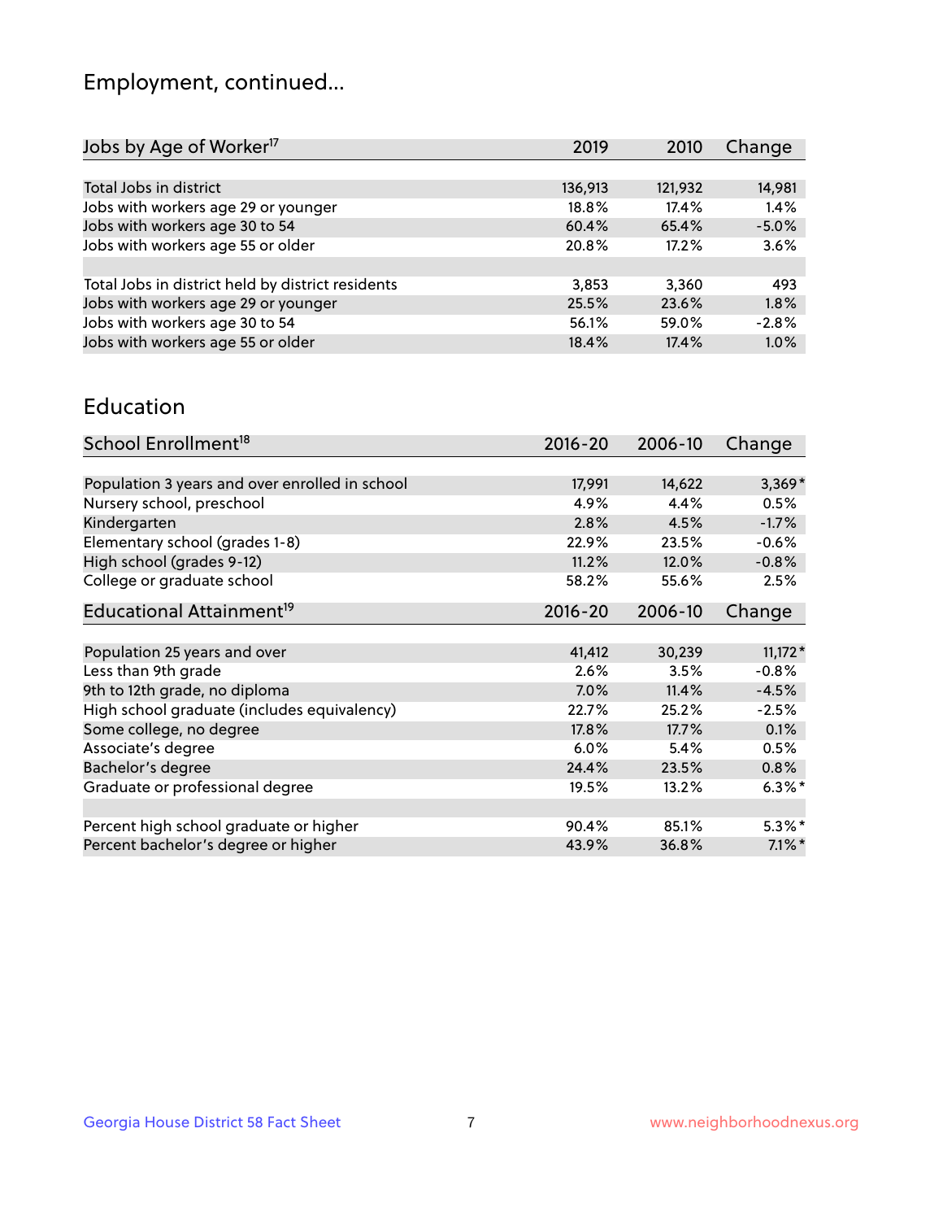# Employment, continued...

| Jobs by Age of Worker[17] | 2019 | 2010 | Change |
|---|---|---|---|
| Total Jobs in district | 136,913 | 121,932 | 14,981 |
| Jobs with workers age 29 or younger | 18.8% | 17.4% | 1.4% |
| Jobs with workers age 30 to 54 | 60.4% | 65.4% | -5.0% |
| Jobs with workers age 55 or older | 20.8% | 17.2% | 3.6% |
| | | | |
| Total Jobs in district held by district residents | 3,853 | 3,360 | 493 |
| Jobs with workers age 29 or younger | 25.5% | 23.6% | 1.8% |
| Jobs with workers age 30 to 54 | 56.1% | 59.0% | -2.8% |
| Jobs with workers age 55 or older | 18.4% | 17.4% | 1.0% |

## Education

| School Enrollment[18] | 2016-20 | 2006-10 | Change |
|---|---|---|---|
| Population 3 years and over enrolled in school | 17,991 | 14,622 | 3,369* |
| Nursery school, preschool | 4.9% | 4.4% | 0.5% |
| Kindergarten | 2.8% | 4.5% | -1.7% |
| Elementary school (grades 1-8) | 22.9% | 23.5% | -0.6% |
| High school (grades 9-12) | 11.2% | 12.0% | -0.8% |
| College or graduate school | 58.2% | 55.6% | 2.5% |

| Educational Attainment[19] | 2016-20 | 2006-10 | Change |
|---|---|---|---|
| Population 25 years and over | 41,412 | 30,239 | 11,172* |
| Less than 9th grade | 2.6% | 3.5% | -0.8% |
| 9th to 12th grade, no diploma | 7.0% | 11.4% | -4.5% |
| High school graduate (includes equivalency) | 22.7% | 25.2% | -2.5% |
| Some college, no degree | 17.8% | 17.7% | 0.1% |
| Associate's degree | 6.0% | 5.4% | 0.5% |
| Bachelor's degree | 24.4% | 23.5% | 0.8% |
| Graduate or professional degree | 19.5% | 13.2% | 6.3%* |
| | | | |
| Percent high school graduate or higher | 90.4% | 85.1% | 5.3%* |
| Percent bachelor's degree or higher | 43.9% | 36.8% | 7.1%* |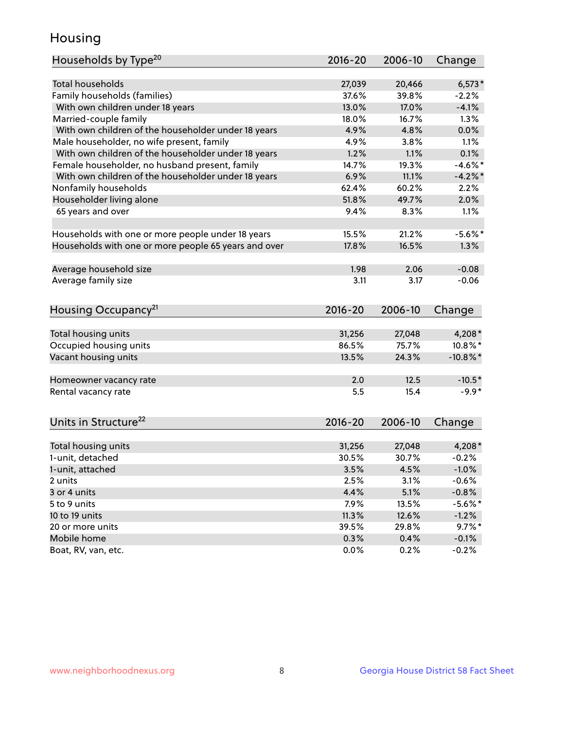# Housing

| Households by Type[20] | 2016-20 | 2006-10 | Change |
|---|---|---|---|
| Total households | 27,039 | 20,466 | 6,573* |
| Family households (families) | 37.6% | 39.8% | -2.2% |
| With own children under 18 years | 13.0% | 17.0% | -4.1% |
| Married-couple family | 18.0% | 16.7% | 1.3% |
| With own children of the householder under 18 years | 4.9% | 4.8% | 0.0% |
| Male householder, no wife present, family | 4.9% | 3.8% | 1.1% |
| With own children of the householder under 18 years | 1.2% | 1.1% | 0.1% |
| Female householder, no husband present, family | 14.7% | 19.3% | -4.6%* |
| With own children of the householder under 18 years | 6.9% | 11.1% | -4.2%* |
| Nonfamily households | 62.4% | 60.2% | 2.2% |
| Householder living alone | 51.8% | 49.7% | 2.0% |
| 65 years and over | 9.4% | 8.3% | 1.1% |
| | | | |
| Households with one or more people under 18 years | 15.5% | 21.2% | -5.6%* |
| Households with one or more people 65 years and over | 17.8% | 16.5% | 1.3% |
| | | | |
| Average household size | 1.98 | 2.06 | -0.08 |
| Average family size | 3.11 | 3.17 | -0.06 |

| Housing Occupancy[21] | 2016-20 | 2006-10 | Change |
|---|---|---|---|
| Total housing units | 31,256 | 27,048 | 4,208* |
| Occupied housing units | 86.5% | 75.7% | 10.8%* |
| Vacant housing units | 13.5% | 24.3% | -10.8%* |
| | | | |
| Homeowner vacancy rate | 2.0 | 12.5 | -10.5* |
| Rental vacancy rate | 5.5 | 15.4 | -9.9* |

| Units in Structure[22] | 2016-20 | 2006-10 | Change |
|---|---|---|---|
| Total housing units | 31,256 | 27,048 | 4,208* |
| 1-unit, detached | 30.5% | 30.7% | -0.2% |
| 1-unit, attached | 3.5% | 4.5% | -1.0% |
| 2 units | 2.5% | 3.1% | -0.6% |
| 3 or 4 units | 4.4% | 5.1% | -0.8% |
| 5 to 9 units | 7.9% | 13.5% | -5.6%* |
| 10 to 19 units | 11.3% | 12.6% | -1.2% |
| 20 or more units | 39.5% | 29.8% | 9.7%* |
| Mobile home | 0.3% | 0.4% | -0.1% |
| Boat, RV, van, etc. | 0.0% | 0.2% | -0.2% |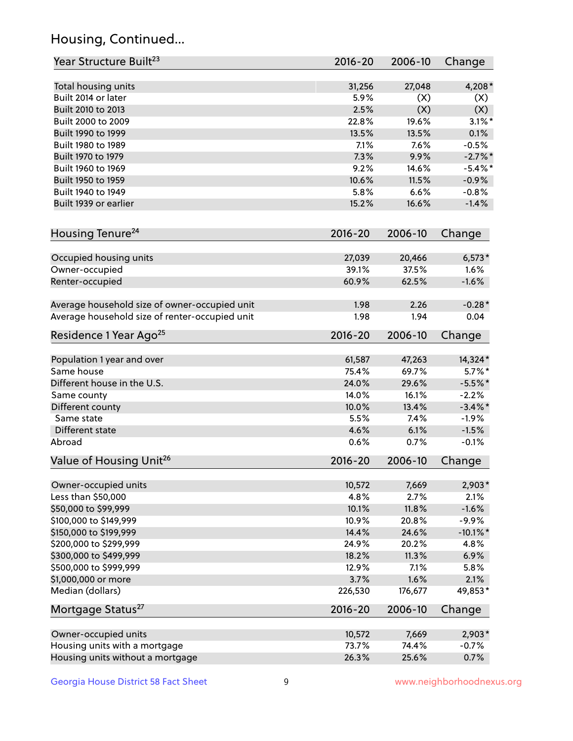# Housing, Continued...

| Year Structure Built[23] | 2016-20 | 2006-10 | Change |
|---|---|---|---|
| Total housing units | 31,256 | 27,048 | 4,208* |
| Built 2014 or later | 5.9% | (X) | (X) |
| Built 2010 to 2013 | 2.5% | (X) | (X) |
| Built 2000 to 2009 | 22.8% | 19.6% | 3.1%* |
| Built 1990 to 1999 | 13.5% | 13.5% | 0.1% |
| Built 1980 to 1989 | 7.1% | 7.6% | -0.5% |
| Built 1970 to 1979 | 7.3% | 9.9% | -2.7%* |
| Built 1960 to 1969 | 9.2% | 14.6% | -5.4%* |
| Built 1950 to 1959 | 10.6% | 11.5% | -0.9% |
| Built 1940 to 1949 | 5.8% | 6.6% | -0.8% |
| Built 1939 or earlier | 15.2% | 16.6% | -1.4% |

| Housing Tenure[24] | 2016-20 | 2006-10 | Change |
|---|---|---|---|
| Occupied housing units | 27,039 | 20,466 | 6,573* |
| Owner-occupied | 39.1% | 37.5% | 1.6% |
| Renter-occupied | 60.9% | 62.5% | -1.6% |
| | | | |
| Average household size of owner-occupied unit | 1.98 | 2.26 | -0.28* |
| Average household size of renter-occupied unit | 1.98 | 1.94 | 0.04 |

| Residence 1 Year Ago[25] | 2016-20 | 2006-10 | Change |
|---|---|---|---|
| Population 1 year and over | 61,587 | 47,263 | 14,324* |
| Same house | 75.4% | 69.7% | 5.7%* |
| Different house in the U.S. | 24.0% | 29.6% | -5.5%* |
| Same county | 14.0% | 16.1% | -2.2% |
| Different county | 10.0% | 13.4% | -3.4%* |
| Same state | 5.5% | 7.4% | -1.9% |
| Different state | 4.6% | 6.1% | -1.5% |
| Abroad | 0.6% | 0.7% | -0.1% |

| Value of Housing Unit[26] | 2016-20 | 2006-10 | Change |
|---|---|---|---|
| Owner-occupied units | 10,572 | 7,669 | 2,903* |
| Less than $50,000 | 4.8% | 2.7% | 2.1% |
| $50,000 to $99,999 | 10.1% | 11.8% | -1.6% |
| $100,000 to $149,999 | 10.9% | 20.8% | -9.9% |
| $150,000 to $199,999 | 14.4% | 24.6% | -10.1%* |
| $200,000 to $299,999 | 24.9% | 20.2% | 4.8% |
| $300,000 to $499,999 | 18.2% | 11.3% | 6.9% |
| $500,000 to $999,999 | 12.9% | 7.1% | 5.8% |
| $1,000,000 or more | 3.7% | 1.6% | 2.1% |
| Median (dollars) | 226,530 | 176,677 | 49,853* |

| Mortgage Status[27] | 2016-20 | 2006-10 | Change |
|---|---|---|---|
| Owner-occupied units | 10,572 | 7,669 | 2,903* |
| Housing units with a mortgage | 73.7% | 74.4% | -0.7% |
| Housing units without a mortgage | 26.3% | 25.6% | 0.7% |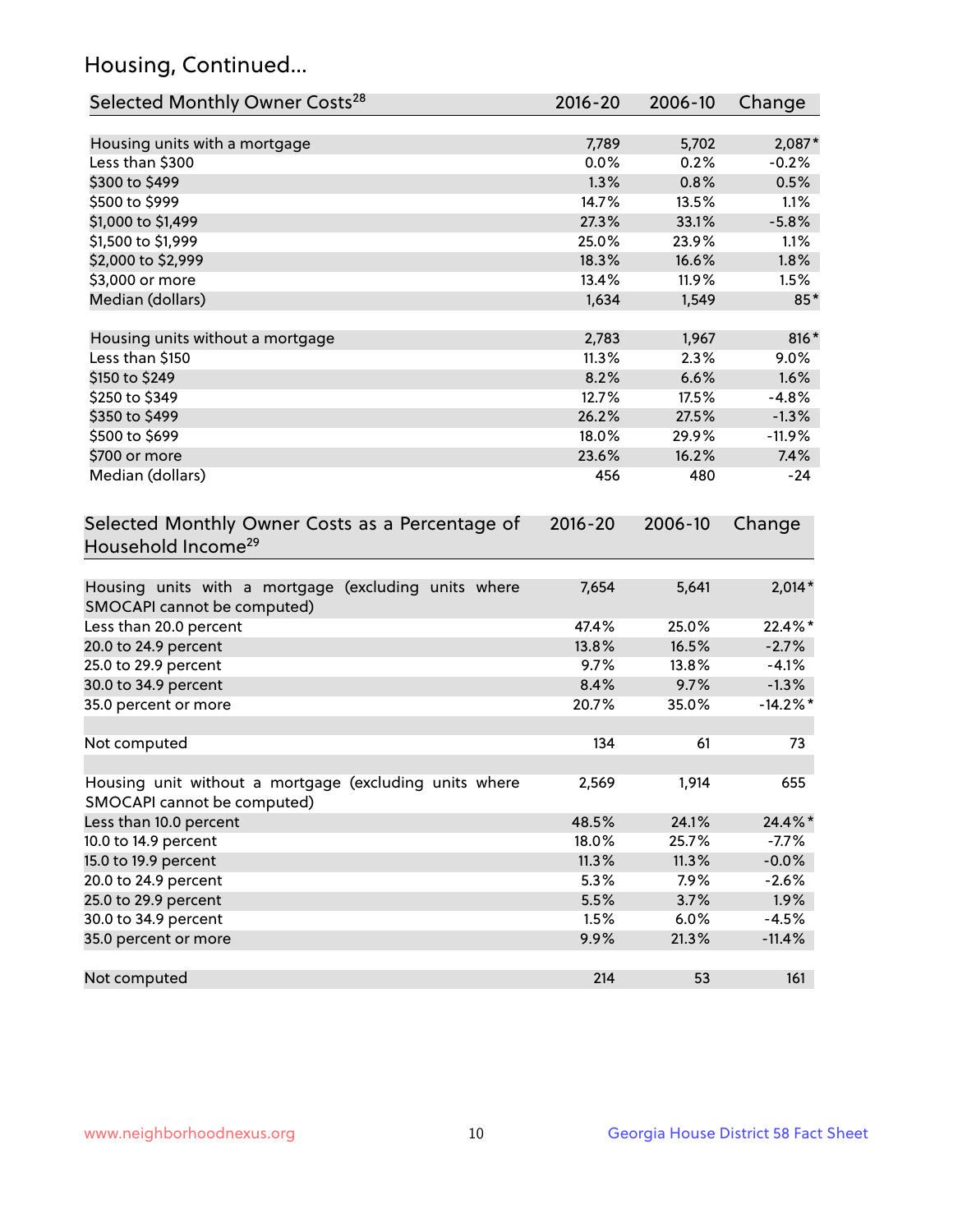## Housing, Continued...

| Selected Monthly Owner Costs[28] | 2016-20 | 2006-10 | Change |
|---|---|---|---|
| Housing units with a mortgage | 7,789 | 5,702 | 2,087* |
| Less than $300 | 0.0% | 0.2% | -0.2% |
| $300 to $499 | 1.3% | 0.8% | 0.5% |
| $500 to $999 | 14.7% | 13.5% | 1.1% |
| $1,000 to $1,499 | 27.3% | 33.1% | -5.8% |
| $1,500 to $1,999 | 25.0% | 23.9% | 1.1% |
| $2,000 to $2,999 | 18.3% | 16.6% | 1.8% |
| $3,000 or more | 13.4% | 11.9% | 1.5% |
| Median (dollars) | 1,634 | 1,549 | 85* |
| | | | |
| Housing units without a mortgage | 2,783 | 1,967 | 816* |
| Less than $150 | 11.3% | 2.3% | 9.0% |
| $150 to $249 | 8.2% | 6.6% | 1.6% |
| $250 to $349 | 12.7% | 17.5% | -4.8% |
| $350 to $499 | 26.2% | 27.5% | -1.3% |
| $500 to $699 | 18.0% | 29.9% | -11.9% |
| $700 or more | 23.6% | 16.2% | 7.4% |
| Median (dollars) | 456 | 480 | -24 |

| Selected Monthly Owner Costs as a Percentage of Household Income[29] | 2016-20 | 2006-10 | Change |
|---|---|---|---|
| Housing units with a mortgage (excluding units where SMOCAPI cannot be computed) | 7,654 | 5,641 | 2,014* |
| Less than 20.0 percent | 47.4% | 25.0% | 22.4%* |
| 20.0 to 24.9 percent | 13.8% | 16.5% | -2.7% |
| 25.0 to 29.9 percent | 9.7% | 13.8% | -4.1% |
| 30.0 to 34.9 percent | 8.4% | 9.7% | -1.3% |
| 35.0 percent or more | 20.7% | 35.0% | -14.2%* |
| | | | |
| Not computed | 134 | 61 | 73 |
| | | | |
| Housing unit without a mortgage (excluding units where SMOCAPI cannot be computed) | 2,569 | 1,914 | 655 |
| Less than 10.0 percent | 48.5% | 24.1% | 24.4%* |
| 10.0 to 14.9 percent | 18.0% | 25.7% | -7.7% |
| 15.0 to 19.9 percent | 11.3% | 11.3% | -0.0% |
| 20.0 to 24.9 percent | 5.3% | 7.9% | -2.6% |
| 25.0 to 29.9 percent | 5.5% | 3.7% | 1.9% |
| 30.0 to 34.9 percent | 1.5% | 6.0% | -4.5% |
| 35.0 percent or more | 9.9% | 21.3% | -11.4% |
| | | | |
| Not computed | 214 | 53 | 161 |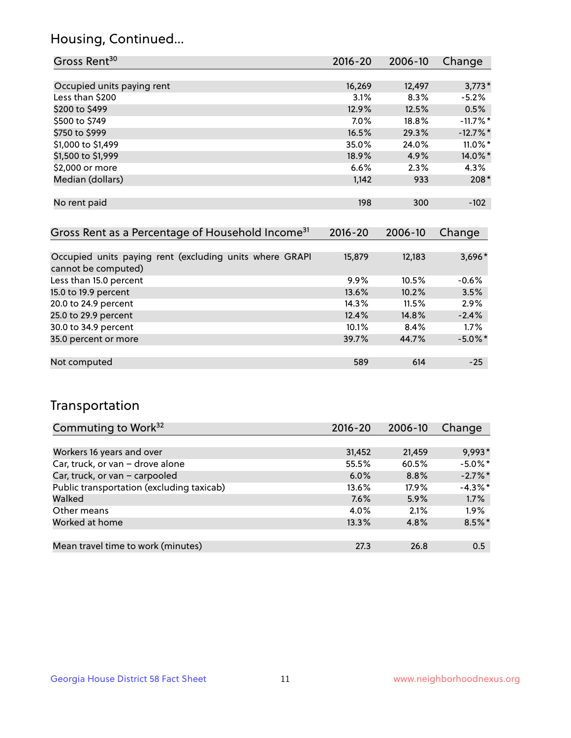## Housing, Continued...

| Gross Rent[30] | 2016-20 | 2006-10 | Change |
|---|---|---|---|
| Occupied units paying rent | 16,269 | 12,497 | 3,773* |
| Less than $200 | 3.1% | 8.3% | -5.2% |
| $200 to $499 | 12.9% | 12.5% | 0.5% |
| $500 to $749 | 7.0% | 18.8% | -11.7%* |
| $750 to $999 | 16.5% | 29.3% | -12.7%* |
| $1,000 to $1,499 | 35.0% | 24.0% | 11.0%* |
| $1,500 to $1,999 | 18.9% | 4.9% | 14.0%* |
| $2,000 or more | 6.6% | 2.3% | 4.3% |
| Median (dollars) | 1,142 | 933 | 208* |
| No rent paid | 198 | 300 | -102 |

| Gross Rent as a Percentage of Household Income[31] | 2016-20 | 2006-10 | Change |
|---|---|---|---|
| Occupied units paying rent (excluding units where GRAPI cannot be computed) | 15,879 | 12,183 | 3,696* |
| Less than 15.0 percent | 9.9% | 10.5% | -0.6% |
| 15.0 to 19.9 percent | 13.6% | 10.2% | 3.5% |
| 20.0 to 24.9 percent | 14.3% | 11.5% | 2.9% |
| 25.0 to 29.9 percent | 12.4% | 14.8% | -2.4% |
| 30.0 to 34.9 percent | 10.1% | 8.4% | 1.7% |
| 35.0 percent or more | 39.7% | 44.7% | -5.0%* |
| Not computed | 589 | 614 | -25 |

## Transportation

| Commuting to Work[32] | 2016-20 | 2006-10 | Change |
|---|---|---|---|
| Workers 16 years and over | 31,452 | 21,459 | 9,993* |
| Car, truck, or van – drove alone | 55.5% | 60.5% | -5.0%* |
| Car, truck, or van – carpooled | 6.0% | 8.8% | -2.7%* |
| Public transportation (excluding taxicab) | 13.6% | 17.9% | -4.3%* |
| Walked | 7.6% | 5.9% | 1.7% |
| Other means | 4.0% | 2.1% | 1.9% |
| Worked at home | 13.3% | 4.8% | 8.5%* |
| Mean travel time to work (minutes) | 27.3 | 26.8 | 0.5 |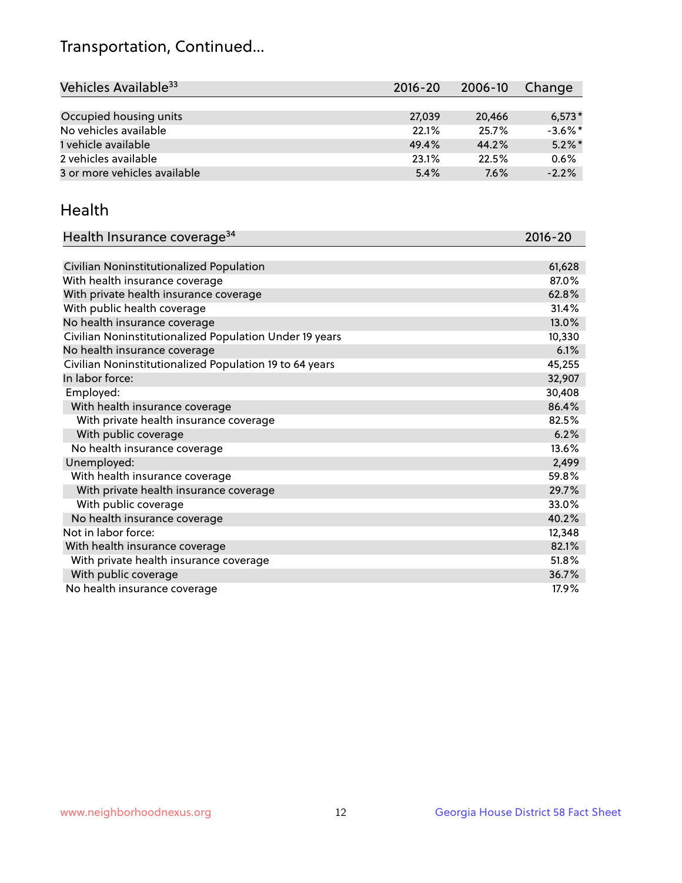# Transportation, Continued...

| Vehicles Available[33] | 2016-20 | 2006-10 | Change |
|---|---|---|---|
| Occupied housing units | 27,039 | 20,466 | 6,573* |
| No vehicles available | 22.1% | 25.7% | -3.6%* |
| 1 vehicle available | 49.4% | 44.2% | 5.2%* |
| 2 vehicles available | 23.1% | 22.5% | 0.6% |
| 3 or more vehicles available | 5.4% | 7.6% | -2.2% |

## Health

| Health Insurance coverage[34] | 2016-20 |
|---|---|
| Civilian Noninstitutionalized Population | 61,628 |
| With health insurance coverage | 87.0% |
| With private health insurance coverage | 62.8% |
| With public health coverage | 31.4% |
| No health insurance coverage | 13.0% |
| Civilian Noninstitutionalized Population Under 19 years | 10,330 |
| No health insurance coverage | 6.1% |
| Civilian Noninstitutionalized Population 19 to 64 years | 45,255 |
| In labor force: | 32,907 |
| Employed: | 30,408 |
| With health insurance coverage | 86.4% |
| With private health insurance coverage | 82.5% |
| With public coverage | 6.2% |
| No health insurance coverage | 13.6% |
| Unemployed: | 2,499 |
| With health insurance coverage | 59.8% |
| With private health insurance coverage | 29.7% |
| With public coverage | 33.0% |
| No health insurance coverage | 40.2% |
| Not in labor force: | 12,348 |
| With health insurance coverage | 82.1% |
| With private health insurance coverage | 51.8% |
| With public coverage | 36.7% |
| No health insurance coverage | 17.9% |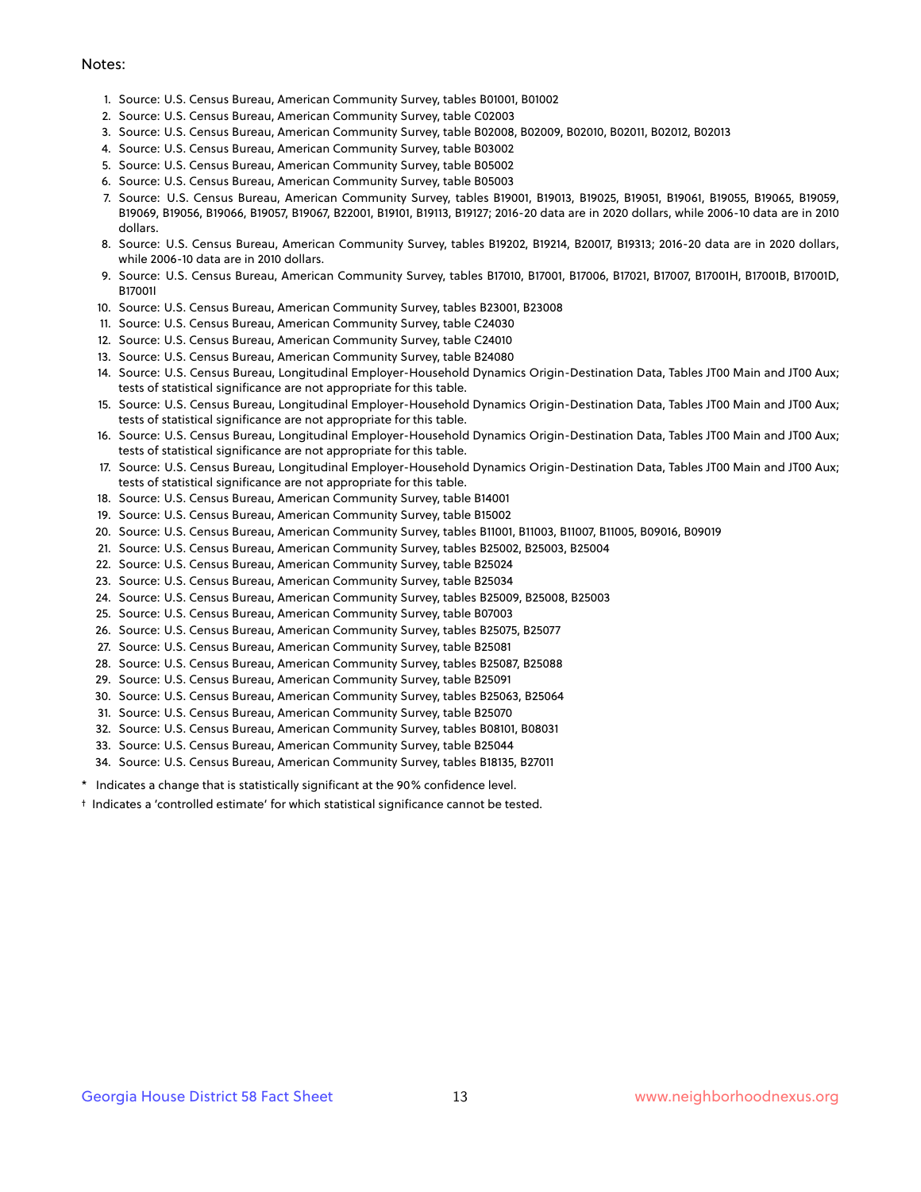Notes:

1. Source: U.S. Census Bureau, American Community Survey, tables B01001, B01002
2. Source: U.S. Census Bureau, American Community Survey, table C02003
3. Source: U.S. Census Bureau, American Community Survey, table B02008, B02009, B02010, B02011, B02012, B02013
4. Source: U.S. Census Bureau, American Community Survey, table B03002
5. Source: U.S. Census Bureau, American Community Survey, table B05002
6. Source: U.S. Census Bureau, American Community Survey, table B05003
7. Source: U.S. Census Bureau, American Community Survey, tables B19001, B19013, B19025, B19051, B19061, B19055, B19065, B19059, B19069, B19056, B19066, B19057, B19067, B22001, B19101, B19113, B19127; 2016-20 data are in 2020 dollars, while 2006-10 data are in 2010 dollars.
8. Source: U.S. Census Bureau, American Community Survey, tables B19202, B19214, B20017, B19313; 2016-20 data are in 2020 dollars, while 2006-10 data are in 2010 dollars.
9. Source: U.S. Census Bureau, American Community Survey, tables B17010, B17001, B17006, B17021, B17007, B17001H, B17001B, B17001D, B17001I
10. Source: U.S. Census Bureau, American Community Survey, tables B23001, B23008
11. Source: U.S. Census Bureau, American Community Survey, table C24030
12. Source: U.S. Census Bureau, American Community Survey, table C24010
13. Source: U.S. Census Bureau, American Community Survey, table B24080
14. Source: U.S. Census Bureau, Longitudinal Employer-Household Dynamics Origin-Destination Data, Tables JT00 Main and JT00 Aux; tests of statistical significance are not appropriate for this table.
15. Source: U.S. Census Bureau, Longitudinal Employer-Household Dynamics Origin-Destination Data, Tables JT00 Main and JT00 Aux; tests of statistical significance are not appropriate for this table.
16. Source: U.S. Census Bureau, Longitudinal Employer-Household Dynamics Origin-Destination Data, Tables JT00 Main and JT00 Aux; tests of statistical significance are not appropriate for this table.
17. Source: U.S. Census Bureau, Longitudinal Employer-Household Dynamics Origin-Destination Data, Tables JT00 Main and JT00 Aux; tests of statistical significance are not appropriate for this table.
18. Source: U.S. Census Bureau, American Community Survey, table B14001
19. Source: U.S. Census Bureau, American Community Survey, table B15002
20. Source: U.S. Census Bureau, American Community Survey, tables B11001, B11003, B11007, B11005, B09016, B09019
21. Source: U.S. Census Bureau, American Community Survey, tables B25002, B25003, B25004
22. Source: U.S. Census Bureau, American Community Survey, table B25024
23. Source: U.S. Census Bureau, American Community Survey, table B25034
24. Source: U.S. Census Bureau, American Community Survey, tables B25009, B25008, B25003
25. Source: U.S. Census Bureau, American Community Survey, table B07003
26. Source: U.S. Census Bureau, American Community Survey, tables B25075, B25077
27. Source: U.S. Census Bureau, American Community Survey, table B25081
28. Source: U.S. Census Bureau, American Community Survey, tables B25087, B25088
29. Source: U.S. Census Bureau, American Community Survey, table B25091
30. Source: U.S. Census Bureau, American Community Survey, tables B25063, B25064
31. Source: U.S. Census Bureau, American Community Survey, table B25070
32. Source: U.S. Census Bureau, American Community Survey, tables B08101, B08031
33. Source: U.S. Census Bureau, American Community Survey, table B25044
34. Source: U.S. Census Bureau, American Community Survey, tables B18135, B27011

\* Indicates a change that is statistically significant at the 90% confidence level.

† Indicates a 'controlled estimate' for which statistical significance cannot be tested.